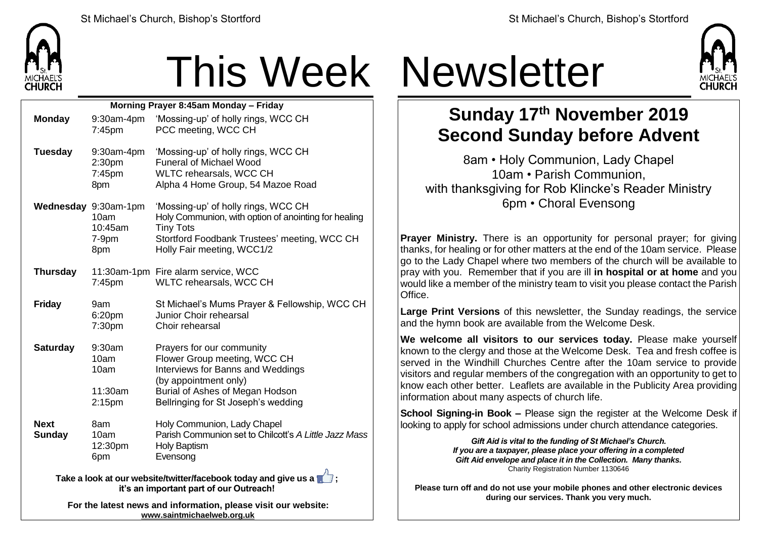# This Week Newsletter

**Morning Prayer 8:45am Monday – Friday**

| | | |
|---|---|---|
| **Monday** | 9:30am-4pm | 'Mossing-up' of holly rings, WCC CH |
| | 7:45pm | PCC meeting, WCC CH |
| **Tuesday** | 9:30am-4pm | 'Mossing-up' of holly rings, WCC CH |
| | 2:30pm | Funeral of Michael Wood |
| | 7:45pm | WLTC rehearsals, WCC CH |
| | 8pm | Alpha 4 Home Group, 54 Mazoe Road |
| **Wednesday** | 9:30am-1pm | 'Mossing-up' of holly rings, WCC CH |
| | 10am | Holy Communion, with option of anointing for healing |
| | 10:45am | Tiny Tots |
| | 7-9pm | Stortford Foodbank Trustees' meeting, WCC CH |
| | 8pm | Holly Fair meeting, WCC1/2 |
| **Thursday** | 11:30am-1pm | Fire alarm service, WCC |
| | 7:45pm | WLTC rehearsals, WCC CH |
| **Friday** | 9am | St Michael's Mums Prayer & Fellowship, WCC CH |
| | 6:20pm | Junior Choir rehearsal |
| | 7:30pm | Choir rehearsal |
| **Saturday** | 9:30am | Prayers for our community |
| | 10am | Flower Group meeting, WCC CH |
| | 10am | Interviews for Banns and Weddings (by appointment only) |
| | 11:30am | Burial of Ashes of Megan Hodson |
| | 2:15pm | Bellringing for St Joseph's wedding |
| **Next Sunday** | 8am | Holy Communion, Lady Chapel |
| | 10am | Parish Communion set to Chilcott's *A Little Jazz Mass* |
| | 12:30pm | Holy Baptism |
| | 6pm | Evensong |

**Take a look at our website/twitter/facebook today and give us a 👍; it's an important part of our Outreach!**

**For the latest news and information, please visit our website: www.saintmichaelweb.org.uk**

## Sunday 17th November 2019
## Second Sunday before Advent

8am • Holy Communion, Lady Chapel
10am • Parish Communion,
with thanksgiving for Rob Klincke's Reader Ministry
6pm • Choral Evensong

**Prayer Ministry.** There is an opportunity for personal prayer; for giving thanks, for healing or for other matters at the end of the 10am service. Please go to the Lady Chapel where two members of the church will be available to pray with you. Remember that if you are ill **in hospital or at home** and you would like a member of the ministry team to visit you please contact the Parish Office.

**Large Print Versions** of this newsletter, the Sunday readings, the service and the hymn book are available from the Welcome Desk.

**We welcome all visitors to our services today.** Please make yourself known to the clergy and those at the Welcome Desk. Tea and fresh coffee is served in the Windhill Churches Centre after the 10am service to provide visitors and regular members of the congregation with an opportunity to get to know each other better. Leaflets are available in the Publicity Area providing information about many aspects of church life.

**School Signing-in Book –** Please sign the register at the Welcome Desk if looking to apply for school admissions under church attendance categories.

***Gift Aid is vital to the funding of St Michael's Church. If you are a taxpayer, please place your offering in a completed Gift Aid envelope and place it in the Collection. Many thanks.***
Charity Registration Number 1130646

**Please turn off and do not use your mobile phones and other electronic devices during our services. Thank you very much.**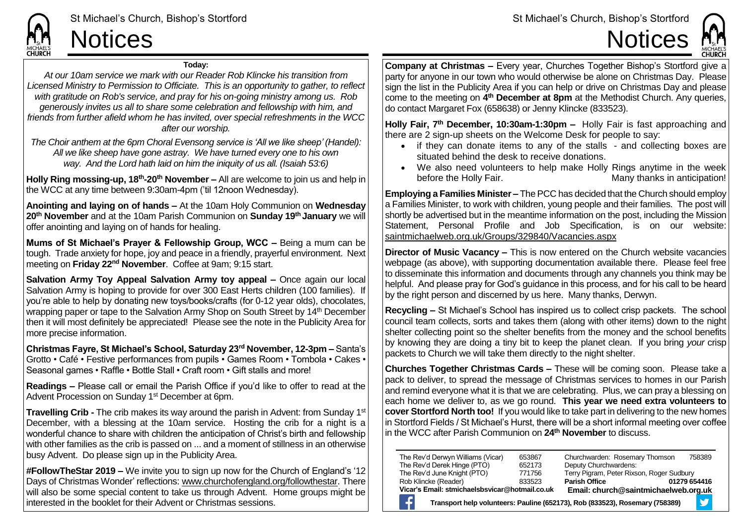# Notices

**Today:**

*At our 10am service we mark with our Reader Rob Klincke his transition from Licensed Ministry to Permission to Officiate. This is an opportunity to gather, to reflect with gratitude on Rob's service, and pray for his on-going ministry among us. Rob generously invites us all to share some celebration and fellowship with him, and friends from further afield whom he has invited, over special refreshments in the WCC after our worship.*

*The Choir anthem at the 6pm Choral Evensong service is 'All we like sheep' (Handel): All we like sheep have gone astray. We have turned every one to his own way. And the Lord hath laid on him the iniquity of us all. (Isaiah 53:6)*

**Holly Ring mossing-up, 18th-20th November –** All are welcome to join us and help in the WCC at any time between 9:30am-4pm ('til 12noon Wednesday).

**Anointing and laying on of hands –** At the 10am Holy Communion on **Wednesday 20th November** and at the 10am Parish Communion on **Sunday 19th January** we will offer anointing and laying on of hands for healing.

**Mums of St Michael's Prayer & Fellowship Group, WCC –** Being a mum can be tough. Trade anxiety for hope, joy and peace in a friendly, prayerful environment. Next meeting on **Friday 22nd November**. Coffee at 9am; 9:15 start.

**Salvation Army Toy Appeal Salvation Army toy appeal –** Once again our local Salvation Army is hoping to provide for over 300 East Herts children (100 families). If you're able to help by donating new toys/books/crafts (for 0-12 year olds), chocolates, wrapping paper or tape to the Salvation Army Shop on South Street by 14th December then it will most definitely be appreciated! Please see the note in the Publicity Area for more precise information.

**Christmas Fayre, St Michael's School, Saturday 23rd November, 12-3pm –** Santa's Grotto • Café • Festive performances from pupils • Games Room • Tombola • Cakes • Seasonal games • Raffle • Bottle Stall • Craft room • Gift stalls and more!

**Readings –** Please call or email the Parish Office if you'd like to offer to read at the Advent Procession on Sunday 1st December at 6pm.

**Travelling Crib -** The crib makes its way around the parish in Advent: from Sunday 1st December, with a blessing at the 10am service. Hosting the crib for a night is a wonderful chance to share with children the anticipation of Christ's birth and fellowship with other families as the crib is passed on ... and a moment of stillness in an otherwise busy Advent. Do please sign up in the Publicity Area.

**#FollowTheStar 2019 –** We invite you to sign up now for the Church of England's '12 Days of Christmas Wonder' reflections: www.churchofengland.org/followthestar. There will also be some special content to take us through Advent. Home groups might be interested in the booklet for their Advent or Christmas sessions.

**Company at Christmas –** Every year, Churches Together Bishop's Stortford give a party for anyone in our town who would otherwise be alone on Christmas Day. Please sign the list in the Publicity Area if you can help or drive on Christmas Day and please come to the meeting on **4th December at 8pm** at the Methodist Church. Any queries, do contact Margaret Fox (658638) or Jenny Klincke (833523).

**Holly Fair, 7th December, 10:30am-1:30pm –** Holly Fair is fast approaching and there are 2 sign-up sheets on the Welcome Desk for people to say:

- if they can donate items to any of the stalls - and collecting boxes are situated behind the desk to receive donations.
- We also need volunteers to help make Holly Rings anytime in the week before the Holly Fair. Many thanks in anticipation!

**Employing a Families Minister –** The PCC has decided that the Church should employ a Families Minister, to work with children, young people and their families. The post will shortly be advertised but in the meantime information on the post, including the Mission Statement, Personal Profile and Job Specification, is on our website: saintmichaelweb.org.uk/Groups/329840/Vacancies.aspx

**Director of Music Vacancy –** This is now entered on the Church website vacancies webpage (as above), with supporting documentation available there. Please feel free to disseminate this information and documents through any channels you think may be helpful. And please pray for God's guidance in this process, and for his call to be heard by the right person and discerned by us here. Many thanks, Derwyn.

**Recycling –** St Michael's School has inspired us to collect crisp packets. The school council team collects, sorts and takes them (along with other items) down to the night shelter collecting point so the shelter benefits from the money and the school benefits by knowing they are doing a tiny bit to keep the planet clean. If you bring *your* crisp packets to Church we will take them directly to the night shelter.

**Churches Together Christmas Cards –** These will be coming soon. Please take a pack to deliver, to spread the message of Christmas services to homes in our Parish and remind everyone what it is that we are celebrating. Plus, we can pray a blessing on each home we deliver to, as we go round. **This year we need extra volunteers to cover Stortford North too!** If you would like to take part in delivering to the new homes in Stortford Fields / St Michael's Hurst, there will be a short informal meeting over coffee in the WCC after Parish Communion on **24th November** to discuss.

| | | | |
|---|---|---|---|
| The Rev'd Derwyn Williams (Vicar) | 653867 | Churchwarden: Rosemary Thomson | 758389 |
| The Rev'd Derek Hinge (PTO) | 652173 | Deputy Churchwardens: | |
| The Rev'd June Knight (PTO) | 771756 | Terry Pigram, Peter Rixson, Roger Sudbury | |
| Rob Klincke (Reader) | 833523 | **Parish Office** | **01279 654416** |
| **Vicar's Email: stmichaelsbsvicar@hotmail.co.uk** | | **Email: church@saintmichaelweb.org.uk** | |

**Transport help volunteers: Pauline (652173), Rob (833523), Rosemary (758389)**